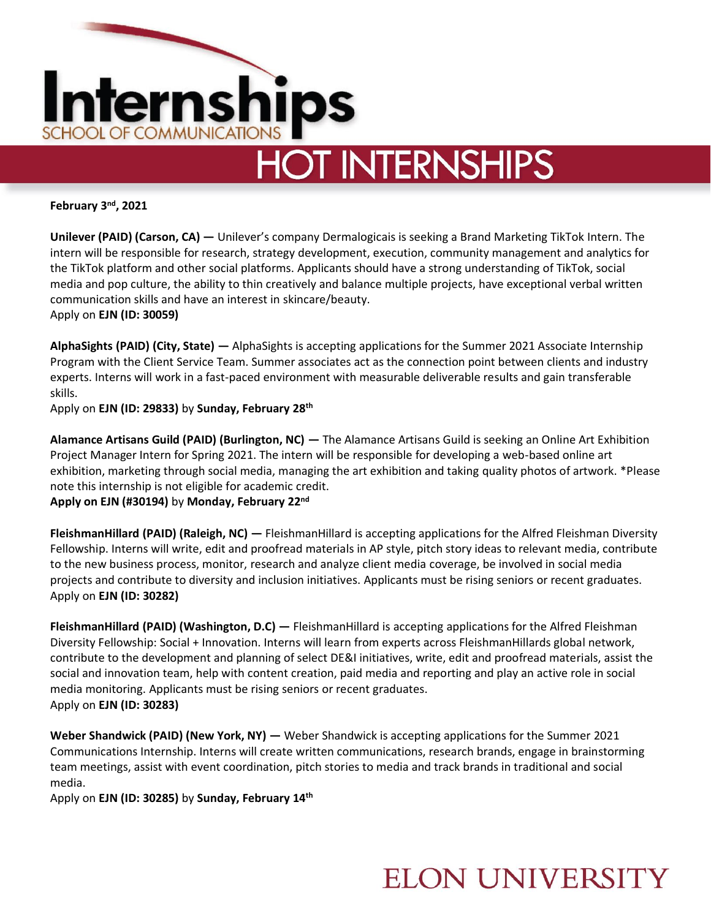# Internships

SCHOOL OF COMMUNICATIONS

## HOT INTERNSHIPS

**February 3rd, 2021**

**Unilever (PAID) (Carson, CA) —** Unilever's company Dermalogicais is seeking a Brand Marketing TikTok Intern. The intern will be responsible for research, strategy development, execution, community management and analytics for the TikTok platform and other social platforms. Applicants should have a strong understanding of TikTok, social media and pop culture, the ability to thin creatively and balance multiple projects, have exceptional verbal written communication skills and have an interest in skincare/beauty.
Apply on **EJN (ID: 30059)**

**AlphaSights (PAID) (City, State) —** AlphaSights is accepting applications for the Summer 2021 Associate Internship Program with the Client Service Team. Summer associates act as the connection point between clients and industry experts. Interns will work in a fast-paced environment with measurable deliverable results and gain transferable skills.
Apply on **EJN (ID: 29833)** by **Sunday, February 28th**

**Alamance Artisans Guild (PAID) (Burlington, NC) —** The Alamance Artisans Guild is seeking an Online Art Exhibition Project Manager Intern for Spring 2021. The intern will be responsible for developing a web-based online art exhibition, marketing through social media, managing the art exhibition and taking quality photos of artwork. *Please note this internship is not eligible for academic credit.
**Apply on EJN (#30194)** by **Monday, February 22nd**

**FleishmanHillard (PAID) (Raleigh, NC) —** FleishmanHillard is accepting applications for the Alfred Fleishman Diversity Fellowship. Interns will write, edit and proofread materials in AP style, pitch story ideas to relevant media, contribute to the new business process, monitor, research and analyze client media coverage, be involved in social media projects and contribute to diversity and inclusion initiatives. Applicants must be rising seniors or recent graduates.
Apply on **EJN (ID: 30282)**

**FleishmanHillard (PAID) (Washington, D.C) —** FleishmanHillard is accepting applications for the Alfred Fleishman Diversity Fellowship: Social + Innovation. Interns will learn from experts across FleishmanHillards global network, contribute to the development and planning of select DE&I initiatives, write, edit and proofread materials, assist the social and innovation team, help with content creation, paid media and reporting and play an active role in social media monitoring. Applicants must be rising seniors or recent graduates.
Apply on **EJN (ID: 30283)**

**Weber Shandwick (PAID) (New York, NY) —** Weber Shandwick is accepting applications for the Summer 2021 Communications Internship. Interns will create written communications, research brands, engage in brainstorming team meetings, assist with event coordination, pitch stories to media and track brands in traditional and social media.
Apply on **EJN (ID: 30285)** by **Sunday, February 14th**

ELON UNIVERSITY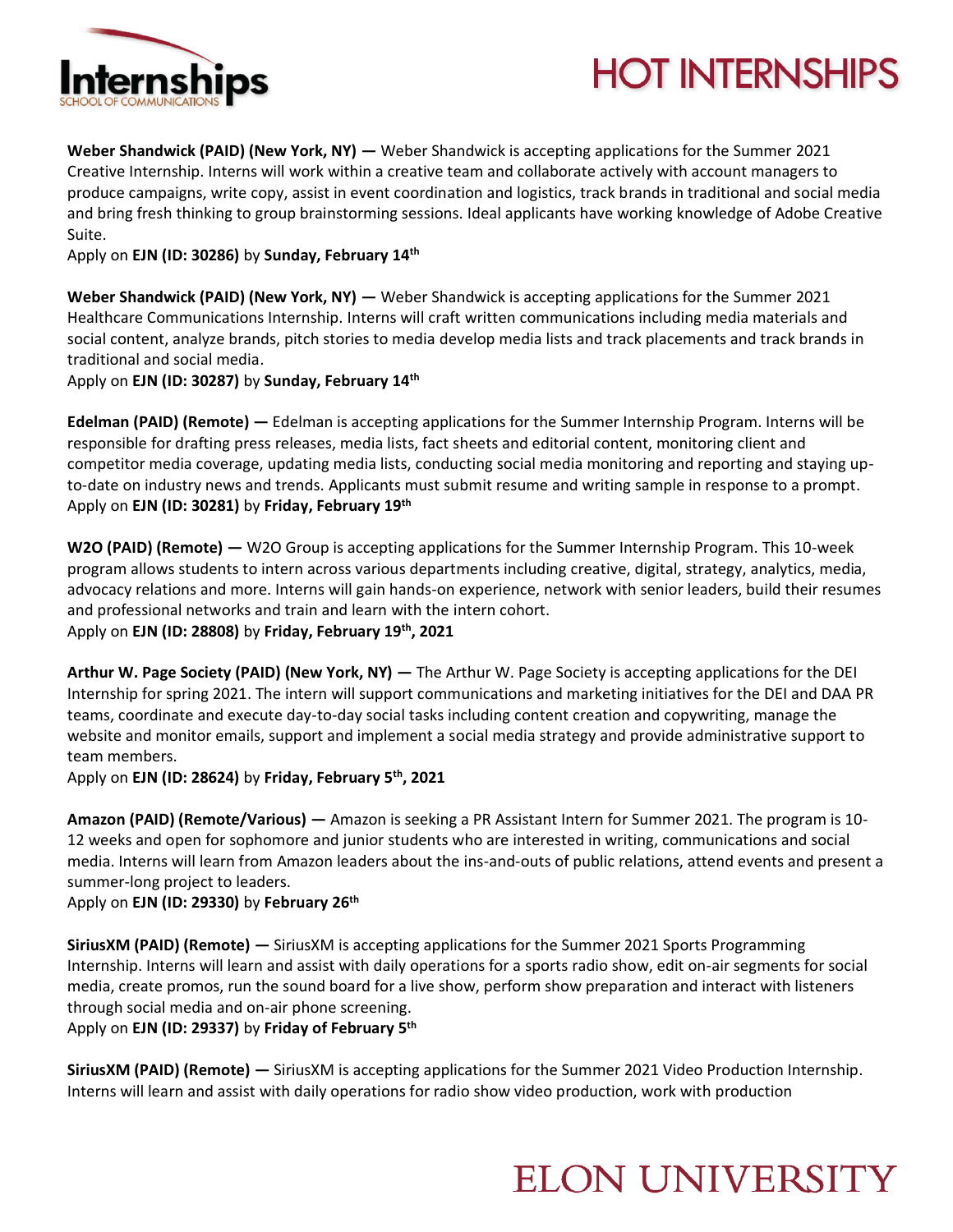**Weber Shandwick (PAID) (New York, NY) —** Weber Shandwick is accepting applications for the Summer 2021 Creative Internship. Interns will work within a creative team and collaborate actively with account managers to produce campaigns, write copy, assist in event coordination and logistics, track brands in traditional and social media and bring fresh thinking to group brainstorming sessions. Ideal applicants have working knowledge of Adobe Creative Suite.
Apply on **EJN (ID: 30286)** by **Sunday, February 14th**

**Weber Shandwick (PAID) (New York, NY) —** Weber Shandwick is accepting applications for the Summer 2021 Healthcare Communications Internship. Interns will craft written communications including media materials and social content, analyze brands, pitch stories to media develop media lists and track placements and track brands in traditional and social media.
Apply on **EJN (ID: 30287)** by **Sunday, February 14th**

**Edelman (PAID) (Remote) —** Edelman is accepting applications for the Summer Internship Program. Interns will be responsible for drafting press releases, media lists, fact sheets and editorial content, monitoring client and competitor media coverage, updating media lists, conducting social media monitoring and reporting and staying up-to-date on industry news and trends. Applicants must submit resume and writing sample in response to a prompt.
Apply on **EJN (ID: 30281)** by **Friday, February 19th**

**W2O (PAID) (Remote) —** W2O Group is accepting applications for the Summer Internship Program. This 10-week program allows students to intern across various departments including creative, digital, strategy, analytics, media, advocacy relations and more. Interns will gain hands-on experience, network with senior leaders, build their resumes and professional networks and train and learn with the intern cohort.
Apply on **EJN (ID: 28808)** by **Friday, February 19th, 2021**

**Arthur W. Page Society (PAID) (New York, NY) —** The Arthur W. Page Society is accepting applications for the DEI Internship for spring 2021. The intern will support communications and marketing initiatives for the DEI and DAA PR teams, coordinate and execute day-to-day social tasks including content creation and copywriting, manage the website and monitor emails, support and implement a social media strategy and provide administrative support to team members.
Apply on **EJN (ID: 28624)** by **Friday, February 5th, 2021**

**Amazon (PAID) (Remote/Various) —** Amazon is seeking a PR Assistant Intern for Summer 2021. The program is 10-12 weeks and open for sophomore and junior students who are interested in writing, communications and social media. Interns will learn from Amazon leaders about the ins-and-outs of public relations, attend events and present a summer-long project to leaders.
Apply on **EJN (ID: 29330)** by **February 26th**

**SiriusXM (PAID) (Remote) —** SiriusXM is accepting applications for the Summer 2021 Sports Programming Internship. Interns will learn and assist with daily operations for a sports radio show, edit on-air segments for social media, create promos, run the sound board for a live show, perform show preparation and interact with listeners through social media and on-air phone screening.
Apply on **EJN (ID: 29337)** by **Friday of February 5th**

**SiriusXM (PAID) (Remote) —** SiriusXM is accepting applications for the Summer 2021 Video Production Internship. Interns will learn and assist with daily operations for radio show video production, work with production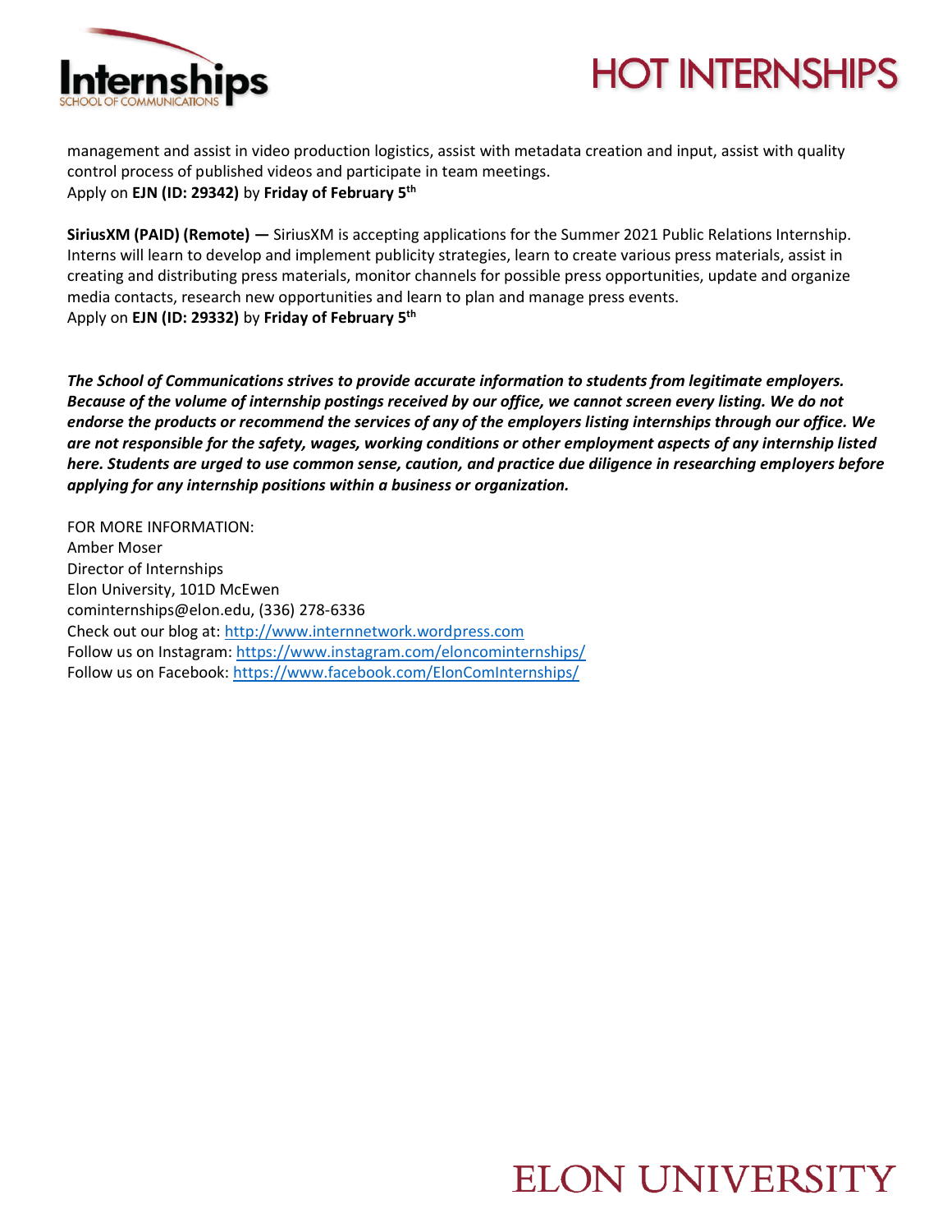management and assist in video production logistics, assist with metadata creation and input, assist with quality control process of published videos and participate in team meetings.
Apply on **EJN (ID: 29342)** by **Friday of February 5th**

**SiriusXM (PAID) (Remote) —** SiriusXM is accepting applications for the Summer 2021 Public Relations Internship. Interns will learn to develop and implement publicity strategies, learn to create various press materials, assist in creating and distributing press materials, monitor channels for possible press opportunities, update and organize media contacts, research new opportunities and learn to plan and manage press events.
Apply on **EJN (ID: 29332)** by **Friday of February 5th**

***The School of Communications strives to provide accurate information to students from legitimate employers. Because of the volume of internship postings received by our office, we cannot screen every listing. We do not endorse the products or recommend the services of any of the employers listing internships through our office. We are not responsible for the safety, wages, working conditions or other employment aspects of any internship listed here. Students are urged to use common sense, caution, and practice due diligence in researching employers before applying for any internship positions within a business or organization.***

FOR MORE INFORMATION:
Amber Moser
Director of Internships
Elon University, 101D McEwen
cominternships@elon.edu, (336) 278-6336
Check out our blog at: http://www.internnetwork.wordpress.com
Follow us on Instagram: https://www.instagram.com/eloncominternships/
Follow us on Facebook: https://www.facebook.com/ElonComInternships/